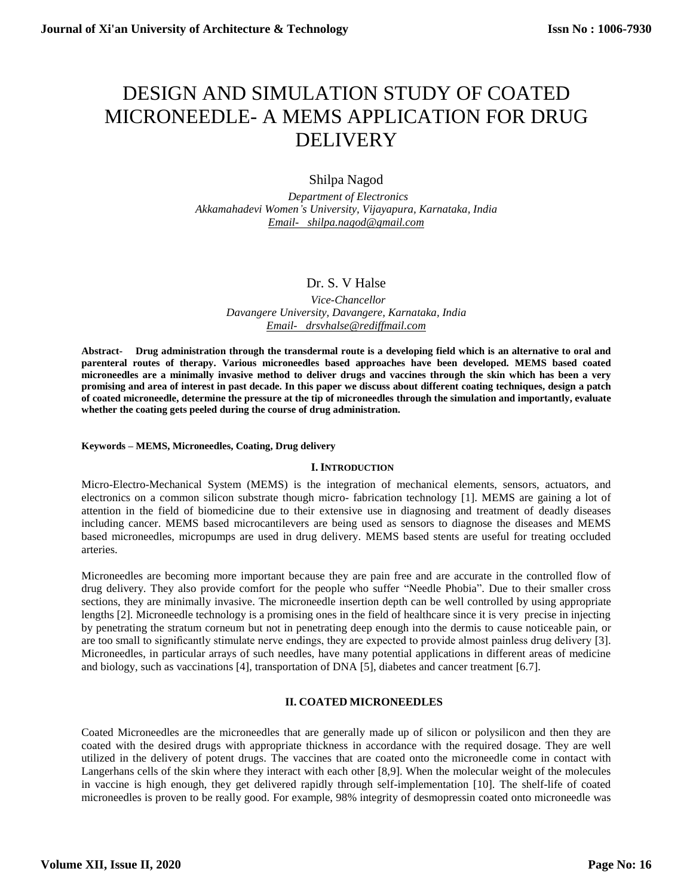# DESIGN AND SIMULATION STUDY OF COATED MICRONEEDLE- A MEMS APPLICATION FOR DRUG DELIVERY

Shilpa Nagod

*Department of Electronics*
*Akkamahadevi Women's University, Vijayapura, Karnataka, India*
*Email- shilpa.nagod@gmail.com*

Dr. S. V Halse

*Vice-Chancellor*
*Davangere University, Davangere, Karnataka, India*
*Email- drsvhalse@rediffmail.com*

**Abstract- Drug administration through the transdermal route is a developing field which is an alternative to oral and parenteral routes of therapy. Various microneedles based approaches have been developed. MEMS based coated microneedles are a minimally invasive method to deliver drugs and vaccines through the skin which has been a very promising and area of interest in past decade. In this paper we discuss about different coating techniques, design a patch of coated microneedle, determine the pressure at the tip of microneedles through the simulation and importantly, evaluate whether the coating gets peeled during the course of drug administration.**

**Keywords – MEMS, Microneedles, Coating, Drug delivery**

## I. INTRODUCTION

Micro-Electro-Mechanical System (MEMS) is the integration of mechanical elements, sensors, actuators, and electronics on a common silicon substrate though micro- fabrication technology [1]. MEMS are gaining a lot of attention in the field of biomedicine due to their extensive use in diagnosing and treatment of deadly diseases including cancer. MEMS based microcantilevers are being used as sensors to diagnose the diseases and MEMS based microneedles, micropumps are used in drug delivery. MEMS based stents are useful for treating occluded arteries.

Microneedles are becoming more important because they are pain free and are accurate in the controlled flow of drug delivery. They also provide comfort for the people who suffer "Needle Phobia". Due to their smaller cross sections, they are minimally invasive. The microneedle insertion depth can be well controlled by using appropriate lengths [2]. Microneedle technology is a promising ones in the field of healthcare since it is very precise in injecting by penetrating the stratum corneum but not in penetrating deep enough into the dermis to cause noticeable pain, or are too small to significantly stimulate nerve endings, they are expected to provide almost painless drug delivery [3]. Microneedles, in particular arrays of such needles, have many potential applications in different areas of medicine and biology, such as vaccinations [4], transportation of DNA [5], diabetes and cancer treatment [6.7].

## II. COATED MICRONEEDLES

Coated Microneedles are the microneedles that are generally made up of silicon or polysilicon and then they are coated with the desired drugs with appropriate thickness in accordance with the required dosage. They are well utilized in the delivery of potent drugs. The vaccines that are coated onto the microneedle come in contact with Langerhans cells of the skin where they interact with each other [8,9]. When the molecular weight of the molecules in vaccine is high enough, they get delivered rapidly through self-implementation [10]. The shelf-life of coated microneedles is proven to be really good. For example, 98% integrity of desmopressin coated onto microneedle was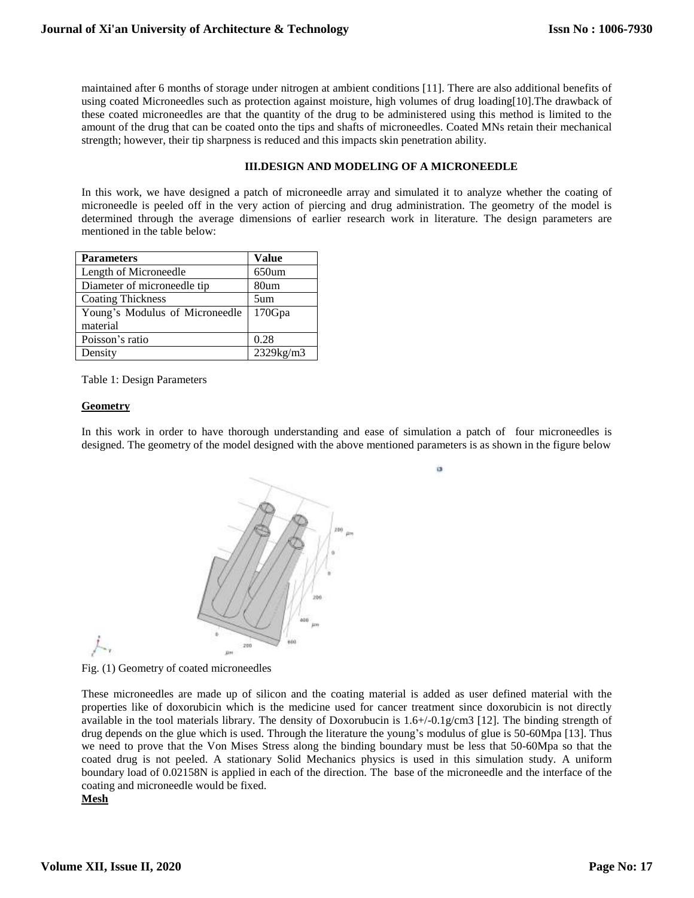maintained after 6 months of storage under nitrogen at ambient conditions [11]. There are also additional benefits of using coated Microneedles such as protection against moisture, high volumes of drug loading[10].The drawback of these coated microneedles are that the quantity of the drug to be administered using this method is limited to the amount of the drug that can be coated onto the tips and shafts of microneedles. Coated MNs retain their mechanical strength; however, their tip sharpness is reduced and this impacts skin penetration ability.

## III.DESIGN AND MODELING OF A MICRONEEDLE

In this work, we have designed a patch of microneedle array and simulated it to analyze whether the coating of microneedle is peeled off in the very action of piercing and drug administration. The geometry of the model is determined through the average dimensions of earlier research work in literature. The design parameters are mentioned in the table below:

| Parameters | Value |
| --- | --- |
| Length of Microneedle | 650um |
| Diameter of microneedle tip | 80um |
| Coating Thickness | 5um |
| Young's Modulus of Microneedle material | 170Gpa |
| Poisson's ratio | 0.28 |
| Density | 2329kg/m3 |

Table 1: Design Parameters

**Geometry**

In this work in order to have thorough understanding and ease of simulation a patch of four microneedles is designed. The geometry of the model designed with the above mentioned parameters is as shown in the figure below

Fig. (1) Geometry of coated microneedles

These microneedles are made up of silicon and the coating material is added as user defined material with the properties like of doxorubicin which is the medicine used for cancer treatment since doxorubicin is not directly available in the tool materials library. The density of Doxorubucin is 1.6+/-0.1g/cm3 [12]. The binding strength of drug depends on the glue which is used. Through the literature the young's modulus of glue is 50-60Mpa [13]. Thus we need to prove that the Von Mises Stress along the binding boundary must be less that 50-60Mpa so that the coated drug is not peeled. A stationary Solid Mechanics physics is used in this simulation study. A uniform boundary load of 0.02158N is applied in each of the direction. The base of the microneedle and the interface of the coating and microneedle would be fixed.

**Mesh**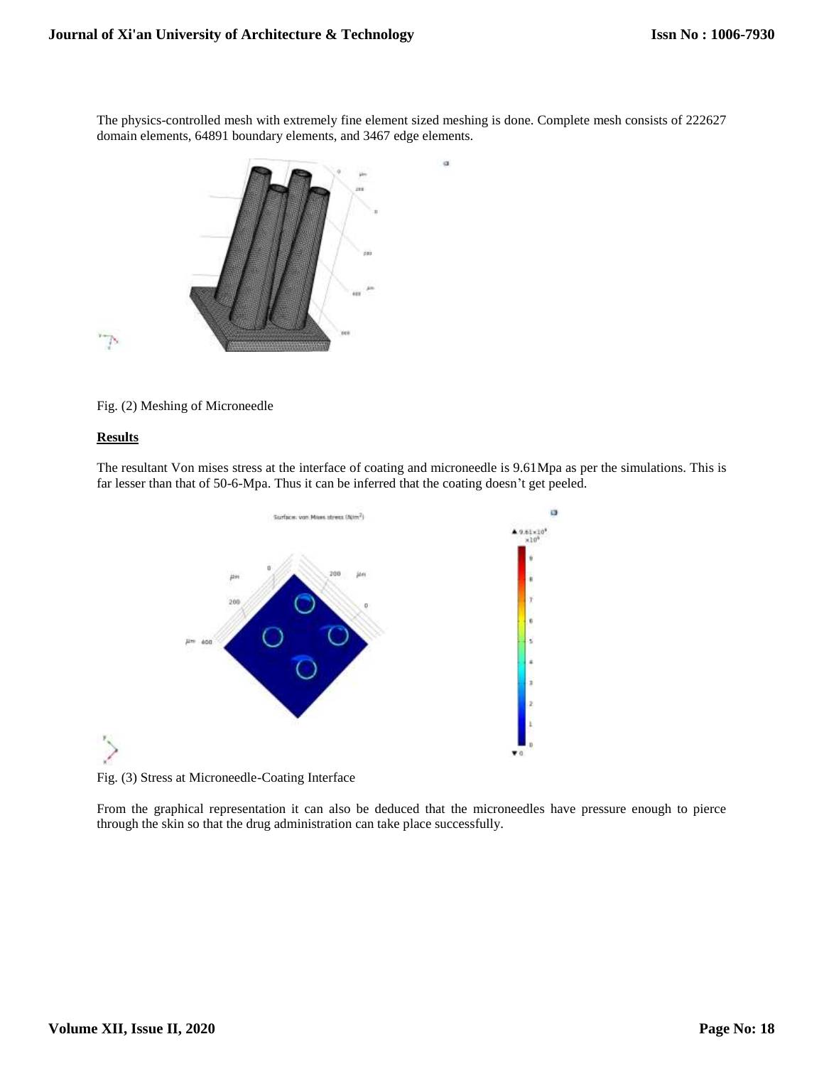The physics-controlled mesh with extremely fine element sized meshing is done. Complete mesh consists of 222627 domain elements, 64891 boundary elements, and 3467 edge elements.

Fig. (2) Meshing of Microneedle

**Results**

The resultant Von mises stress at the interface of coating and microneedle is 9.61Mpa as per the simulations. This is far lesser than that of 50-6-Mpa. Thus it can be inferred that the coating doesn't get peeled.

Fig. (3) Stress at Microneedle-Coating Interface

From the graphical representation it can also be deduced that the microneedles have pressure enough to pierce through the skin so that the drug administration can take place successfully.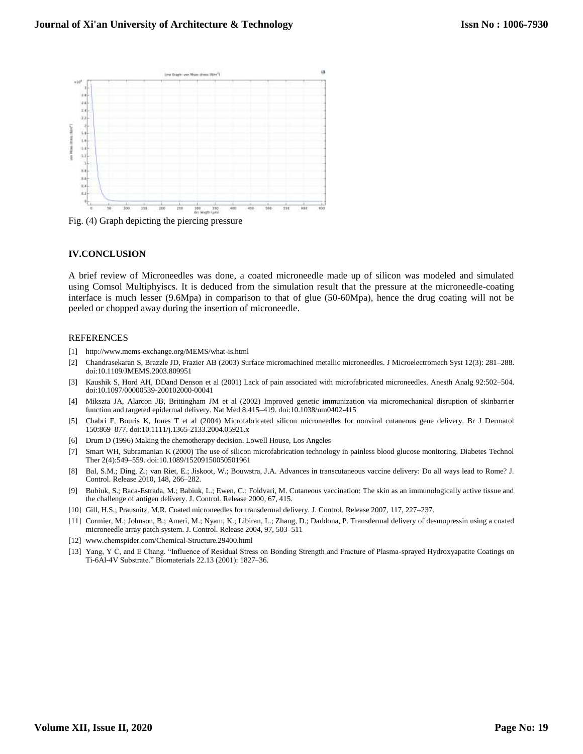Line Graph: von Mises stress (N/m²)

×10⁸

3
2.8
2.6
2.4
2.2
2
1.8
1.6
1.4
1.2
1
0.8
0.6
0.4
0.2
0

von Mises stress (N/m²)

0 50 100 150 200 250 300 350 400 450 500 550 600 650

Arc length (µm)

Fig. (4) Graph depicting the piercing pressure

## IV.CONCLUSION

A brief review of Microneedles was done, a coated microneedle made up of silicon was modeled and simulated using Comsol Multiphyiscs. It is deduced from the simulation result that the pressure at the microneedle-coating interface is much lesser (9.6Mpa) in comparison to that of glue (50-60Mpa), hence the drug coating will not be peeled or chopped away during the insertion of microneedle.

## REFERENCES

[1] http://www.mems-exchange.org/MEMS/what-is.html

[2] Chandrasekaran S, Brazzle JD, Frazier AB (2003) Surface micromachined metallic microneedles. J Microelectromech Syst 12(3): 281–288. doi:10.1109/JMEMS.2003.809951

[3] Kaushik S, Hord AH, DDand Denson et al (2001) Lack of pain associated with microfabricated microneedles. Anesth Analg 92:502–504. doi:10.1097/00000539-200102000-00041

[4] Mikszta JA, Alarcon JB, Brittingham JM et al (2002) Improved genetic immunization via micromechanical disruption of skinbarrier function and targeted epidermal delivery. Nat Med 8:415–419. doi:10.1038/nm0402-415

[5] Chabri F, Bouris K, Jones T et al (2004) Microfabricated silicon microneedles for nonviral cutaneous gene delivery. Br J Dermatol 150:869–877. doi:10.1111/j.1365-2133.2004.05921.x

[6] Drum D (1996) Making the chemotherapy decision. Lowell House, Los Angeles

[7] Smart WH, Subramanian K (2000) The use of silicon microfabrication technology in painless blood glucose monitoring. Diabetes Technol Ther 2(4):549–559. doi:10.1089/15209150050501961

[8] Bal, S.M.; Ding, Z.; van Riet, E.; Jiskoot, W.; Bouwstra, J.A. Advances in transcutaneous vaccine delivery: Do all ways lead to Rome? J. Control. Release 2010, 148, 266–282.

[9] Bubiuk, S.; Baca-Estrada, M.; Babiuk, L.; Ewen, C.; Foldvari, M. Cutaneous vaccination: The skin as an immunologically active tissue and the challenge of antigen delivery. J. Control. Release 2000, 67, 415.

[10] Gill, H.S.; Prausnitz, M.R. Coated microneedles for transdermal delivery. J. Control. Release 2007, 117, 227–237.

[11] Cormier, M.; Johnson, B.; Ameri, M.; Nyam, K.; Libiran, L.; Zhang, D.; Daddona, P. Transdermal delivery of desmopressin using a coated microneedle array patch system. J. Control. Release 2004, 97, 503–511

[12] www.chemspider.com/Chemical-Structure.29400.html

[13] Yang, Y C, and E Chang. "Influence of Residual Stress on Bonding Strength and Fracture of Plasma-sprayed Hydroxyapatite Coatings on Ti-6Al-4V Substrate." Biomaterials 22.13 (2001): 1827–36.